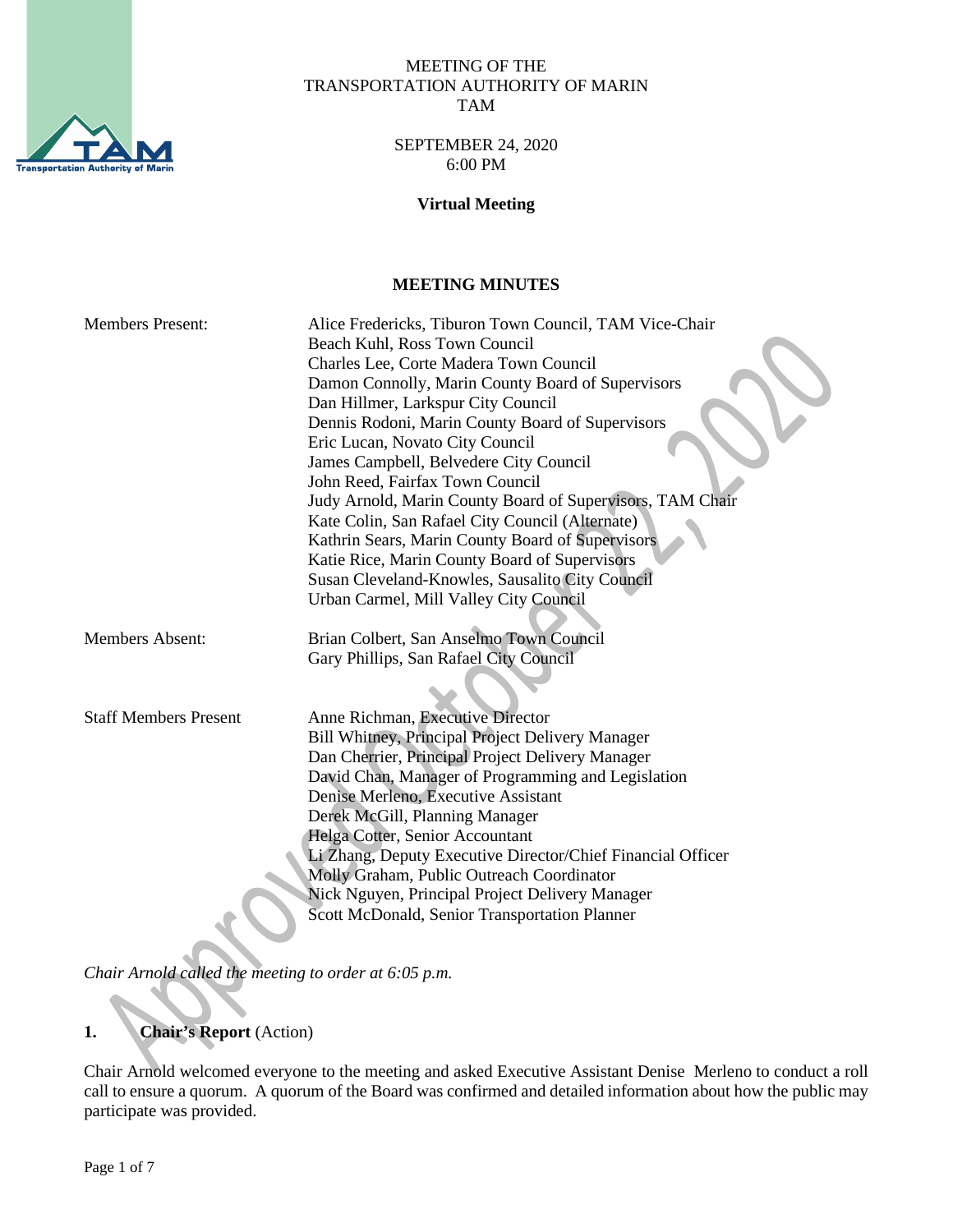MEETING OF THE
TRANSPORTATION AUTHORITY OF MARIN
TAM

SEPTEMBER 24, 2020
6:00 PM

**Virtual Meeting**

**MEETING MINUTES**

Members Present:
Alice Fredericks, Tiburon Town Council, TAM Vice-Chair
Beach Kuhl, Ross Town Council
Charles Lee, Corte Madera Town Council
Damon Connolly, Marin County Board of Supervisors
Dan Hillmer, Larkspur City Council
Dennis Rodoni, Marin County Board of Supervisors
Eric Lucan, Novato City Council
James Campbell, Belvedere City Council
John Reed, Fairfax Town Council
Judy Arnold, Marin County Board of Supervisors, TAM Chair
Kate Colin, San Rafael City Council (Alternate)
Kathrin Sears, Marin County Board of Supervisors
Katie Rice, Marin County Board of Supervisors
Susan Cleveland-Knowles, Sausalito City Council
Urban Carmel, Mill Valley City Council

Members Absent:
Brian Colbert, San Anselmo Town Council
Gary Phillips, San Rafael City Council

Staff Members Present
Anne Richman, Executive Director
Bill Whitney, Principal Project Delivery Manager
Dan Cherrier, Principal Project Delivery Manager
David Chan, Manager of Programming and Legislation
Denise Merleno, Executive Assistant
Derek McGill, Planning Manager
Helga Cotter, Senior Accountant
Li Zhang, Deputy Executive Director/Chief Financial Officer
Molly Graham, Public Outreach Coordinator
Nick Nguyen, Principal Project Delivery Manager
Scott McDonald, Senior Transportation Planner

*Chair Arnold called the meeting to order at 6:05 p.m.*

**1. Chair's Report** (Action)

Chair Arnold welcomed everyone to the meeting and asked Executive Assistant Denise Merleno to conduct a roll call to ensure a quorum. A quorum of the Board was confirmed and detailed information about how the public may participate was provided.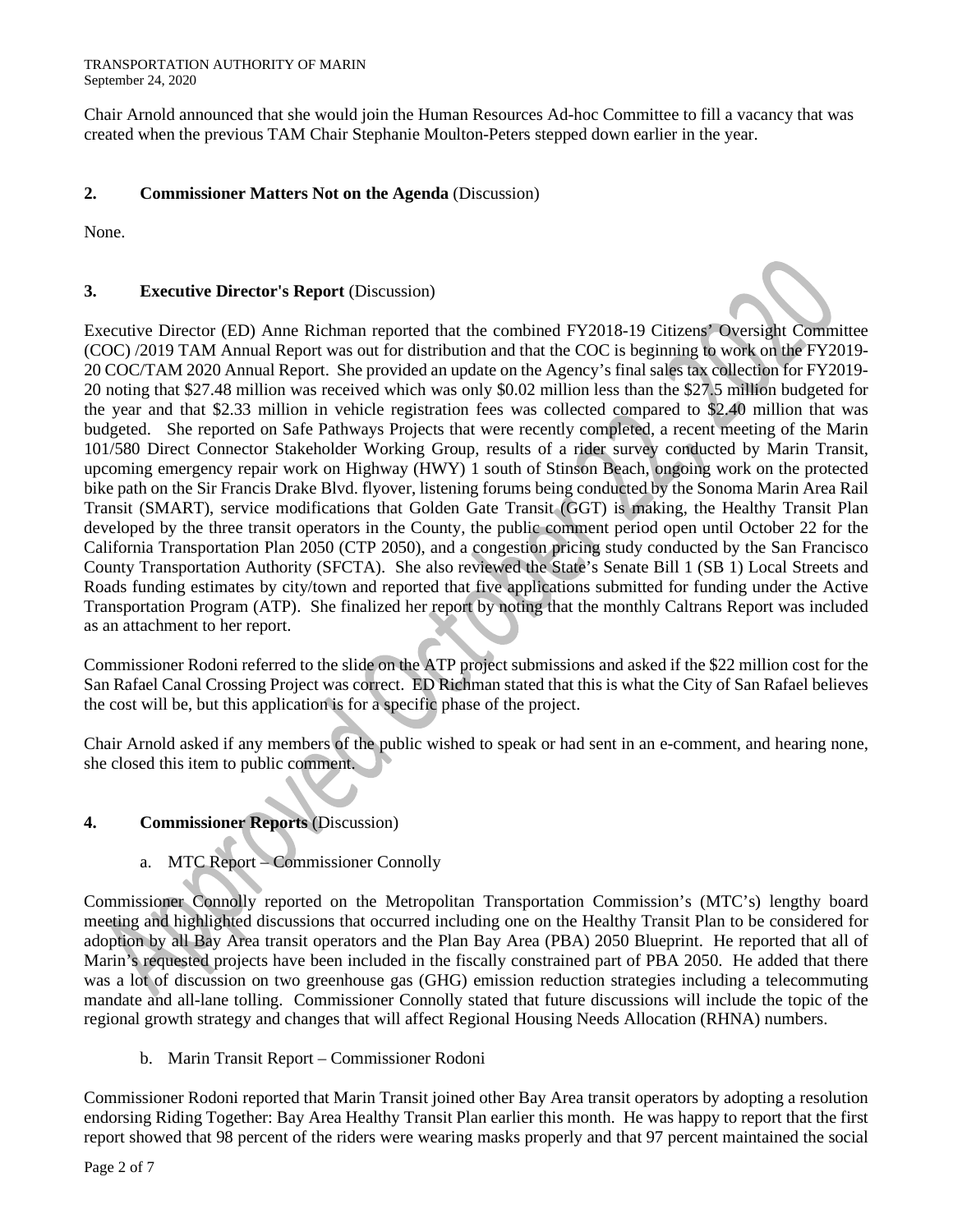Chair Arnold announced that she would join the Human Resources Ad-hoc Committee to fill a vacancy that was created when the previous TAM Chair Stephanie Moulton-Peters stepped down earlier in the year.

## 2. Commissioner Matters Not on the Agenda (Discussion)

None.

## 3. Executive Director's Report (Discussion)

Executive Director (ED) Anne Richman reported that the combined FY2018-19 Citizens' Oversight Committee (COC) /2019 TAM Annual Report was out for distribution and that the COC is beginning to work on the FY2019-20 COC/TAM 2020 Annual Report. She provided an update on the Agency's final sales tax collection for FY2019-20 noting that $27.48 million was received which was only $0.02 million less than the $27.5 million budgeted for the year and that $2.33 million in vehicle registration fees was collected compared to $2.40 million that was budgeted. She reported on Safe Pathways Projects that were recently completed, a recent meeting of the Marin 101/580 Direct Connector Stakeholder Working Group, results of a rider survey conducted by Marin Transit, upcoming emergency repair work on Highway (HWY) 1 south of Stinson Beach, ongoing work on the protected bike path on the Sir Francis Drake Blvd. flyover, listening forums being conducted by the Sonoma Marin Area Rail Transit (SMART), service modifications that Golden Gate Transit (GGT) is making, the Healthy Transit Plan developed by the three transit operators in the County, the public comment period open until October 22 for the California Transportation Plan 2050 (CTP 2050), and a congestion pricing study conducted by the San Francisco County Transportation Authority (SFCTA). She also reviewed the State's Senate Bill 1 (SB 1) Local Streets and Roads funding estimates by city/town and reported that five applications submitted for funding under the Active Transportation Program (ATP). She finalized her report by noting that the monthly Caltrans Report was included as an attachment to her report.

Commissioner Rodoni referred to the slide on the ATP project submissions and asked if the $22 million cost for the San Rafael Canal Crossing Project was correct. ED Richman stated that this is what the City of San Rafael believes the cost will be, but this application is for a specific phase of the project.

Chair Arnold asked if any members of the public wished to speak or had sent in an e-comment, and hearing none, she closed this item to public comment.

## 4. Commissioner Reports (Discussion)

a. MTC Report – Commissioner Connolly

Commissioner Connolly reported on the Metropolitan Transportation Commission's (MTC's) lengthy board meeting and highlighted discussions that occurred including one on the Healthy Transit Plan to be considered for adoption by all Bay Area transit operators and the Plan Bay Area (PBA) 2050 Blueprint. He reported that all of Marin's requested projects have been included in the fiscally constrained part of PBA 2050. He added that there was a lot of discussion on two greenhouse gas (GHG) emission reduction strategies including a telecommuting mandate and all-lane tolling. Commissioner Connolly stated that future discussions will include the topic of the regional growth strategy and changes that will affect Regional Housing Needs Allocation (RHNA) numbers.

b. Marin Transit Report – Commissioner Rodoni

Commissioner Rodoni reported that Marin Transit joined other Bay Area transit operators by adopting a resolution endorsing Riding Together: Bay Area Healthy Transit Plan earlier this month. He was happy to report that the first report showed that 98 percent of the riders were wearing masks properly and that 97 percent maintained the social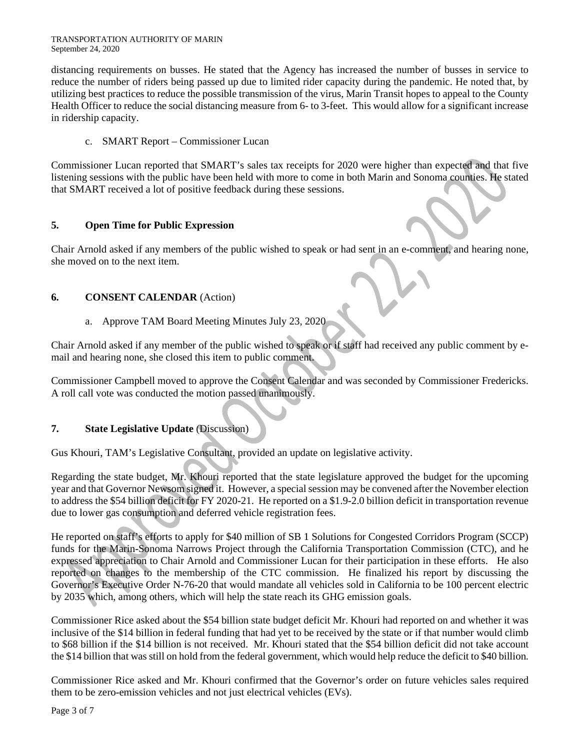distancing requirements on busses. He stated that the Agency has increased the number of busses in service to reduce the number of riders being passed up due to limited rider capacity during the pandemic. He noted that, by utilizing best practices to reduce the possible transmission of the virus, Marin Transit hopes to appeal to the County Health Officer to reduce the social distancing measure from 6- to 3-feet. This would allow for a significant increase in ridership capacity.

c. SMART Report – Commissioner Lucan

Commissioner Lucan reported that SMART's sales tax receipts for 2020 were higher than expected and that five listening sessions with the public have been held with more to come in both Marin and Sonoma counties. He stated that SMART received a lot of positive feedback during these sessions.

## 5. Open Time for Public Expression

Chair Arnold asked if any members of the public wished to speak or had sent in an e-comment, and hearing none, she moved on to the next item.

## 6. CONSENT CALENDAR (Action)

a. Approve TAM Board Meeting Minutes July 23, 2020

Chair Arnold asked if any member of the public wished to speak or if staff had received any public comment by e-mail and hearing none, she closed this item to public comment.

Commissioner Campbell moved to approve the Consent Calendar and was seconded by Commissioner Fredericks. A roll call vote was conducted the motion passed unanimously.

## 7. State Legislative Update (Discussion)

Gus Khouri, TAM's Legislative Consultant, provided an update on legislative activity.

Regarding the state budget, Mr. Khouri reported that the state legislature approved the budget for the upcoming year and that Governor Newsom signed it. However, a special session may be convened after the November election to address the $54 billion deficit for FY 2020-21. He reported on a $1.9-2.0 billion deficit in transportation revenue due to lower gas consumption and deferred vehicle registration fees.

He reported on staff's efforts to apply for $40 million of SB 1 Solutions for Congested Corridors Program (SCCP) funds for the Marin-Sonoma Narrows Project through the California Transportation Commission (CTC), and he expressed appreciation to Chair Arnold and Commissioner Lucan for their participation in these efforts. He also reported on changes to the membership of the CTC commission. He finalized his report by discussing the Governor's Executive Order N-76-20 that would mandate all vehicles sold in California to be 100 percent electric by 2035 which, among others, which will help the state reach its GHG emission goals.

Commissioner Rice asked about the $54 billion state budget deficit Mr. Khouri had reported on and whether it was inclusive of the $14 billion in federal funding that had yet to be received by the state or if that number would climb to $68 billion if the $14 billion is not received. Mr. Khouri stated that the $54 billion deficit did not take account the $14 billion that was still on hold from the federal government, which would help reduce the deficit to $40 billion.

Commissioner Rice asked and Mr. Khouri confirmed that the Governor's order on future vehicles sales required them to be zero-emission vehicles and not just electrical vehicles (EVs).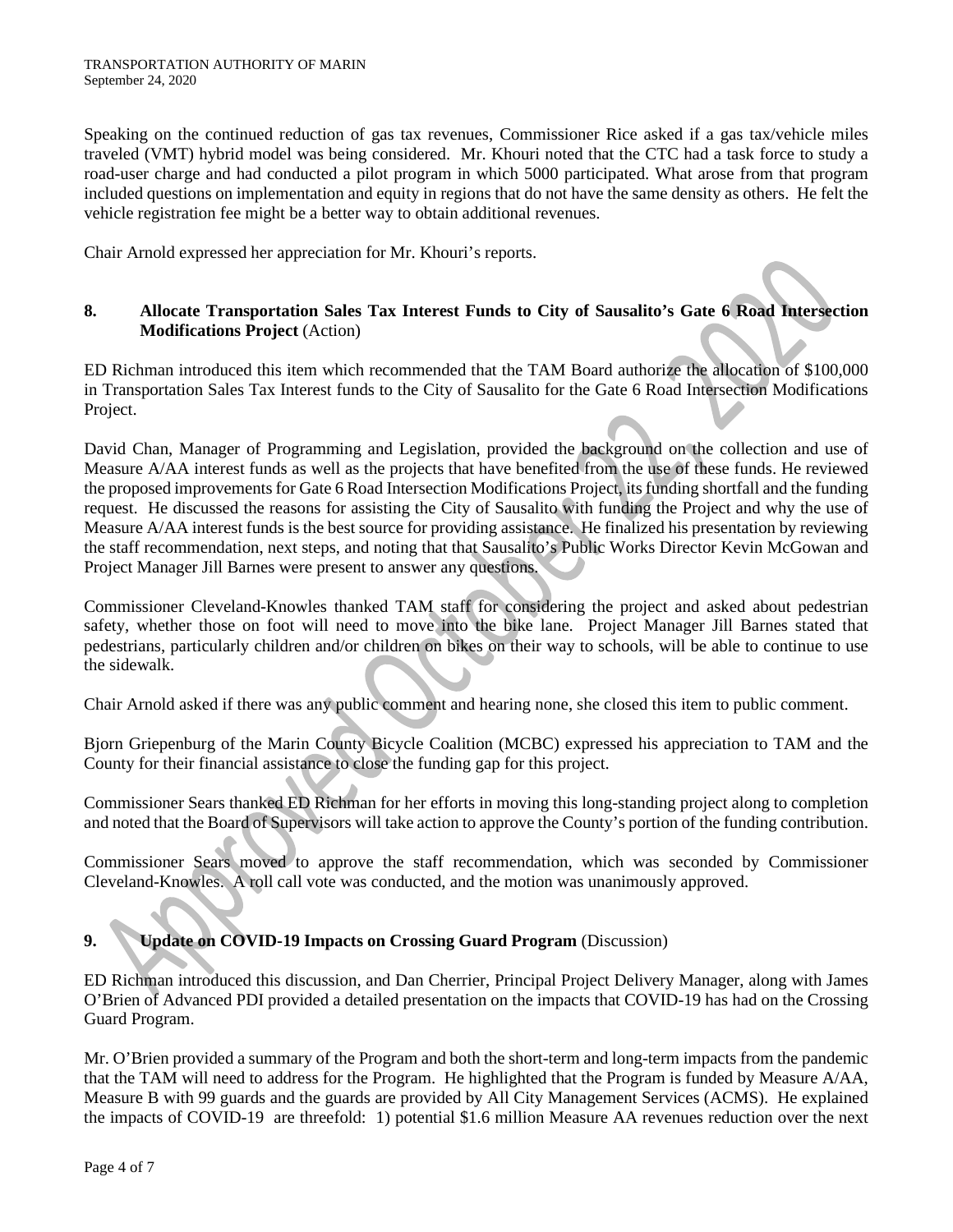Speaking on the continued reduction of gas tax revenues, Commissioner Rice asked if a gas tax/vehicle miles traveled (VMT) hybrid model was being considered. Mr. Khouri noted that the CTC had a task force to study a road-user charge and had conducted a pilot program in which 5000 participated. What arose from that program included questions on implementation and equity in regions that do not have the same density as others. He felt the vehicle registration fee might be a better way to obtain additional revenues.

Chair Arnold expressed her appreciation for Mr. Khouri's reports.

## 8. Allocate Transportation Sales Tax Interest Funds to City of Sausalito's Gate 6 Road Intersection Modifications Project (Action)

ED Richman introduced this item which recommended that the TAM Board authorize the allocation of $100,000 in Transportation Sales Tax Interest funds to the City of Sausalito for the Gate 6 Road Intersection Modifications Project.

David Chan, Manager of Programming and Legislation, provided the background on the collection and use of Measure A/AA interest funds as well as the projects that have benefited from the use of these funds. He reviewed the proposed improvements for Gate 6 Road Intersection Modifications Project, its funding shortfall and the funding request. He discussed the reasons for assisting the City of Sausalito with funding the Project and why the use of Measure A/AA interest funds is the best source for providing assistance. He finalized his presentation by reviewing the staff recommendation, next steps, and noting that that Sausalito's Public Works Director Kevin McGowan and Project Manager Jill Barnes were present to answer any questions.

Commissioner Cleveland-Knowles thanked TAM staff for considering the project and asked about pedestrian safety, whether those on foot will need to move into the bike lane. Project Manager Jill Barnes stated that pedestrians, particularly children and/or children on bikes on their way to schools, will be able to continue to use the sidewalk.

Chair Arnold asked if there was any public comment and hearing none, she closed this item to public comment.

Bjorn Griepenburg of the Marin County Bicycle Coalition (MCBC) expressed his appreciation to TAM and the County for their financial assistance to close the funding gap for this project.

Commissioner Sears thanked ED Richman for her efforts in moving this long-standing project along to completion and noted that the Board of Supervisors will take action to approve the County's portion of the funding contribution.

Commissioner Sears moved to approve the staff recommendation, which was seconded by Commissioner Cleveland-Knowles. A roll call vote was conducted, and the motion was unanimously approved.

## 9. Update on COVID-19 Impacts on Crossing Guard Program (Discussion)

ED Richman introduced this discussion, and Dan Cherrier, Principal Project Delivery Manager, along with James O'Brien of Advanced PDI provided a detailed presentation on the impacts that COVID-19 has had on the Crossing Guard Program.

Mr. O'Brien provided a summary of the Program and both the short-term and long-term impacts from the pandemic that the TAM will need to address for the Program. He highlighted that the Program is funded by Measure A/AA, Measure B with 99 guards and the guards are provided by All City Management Services (ACMS). He explained the impacts of COVID-19 are threefold: 1) potential $1.6 million Measure AA revenues reduction over the next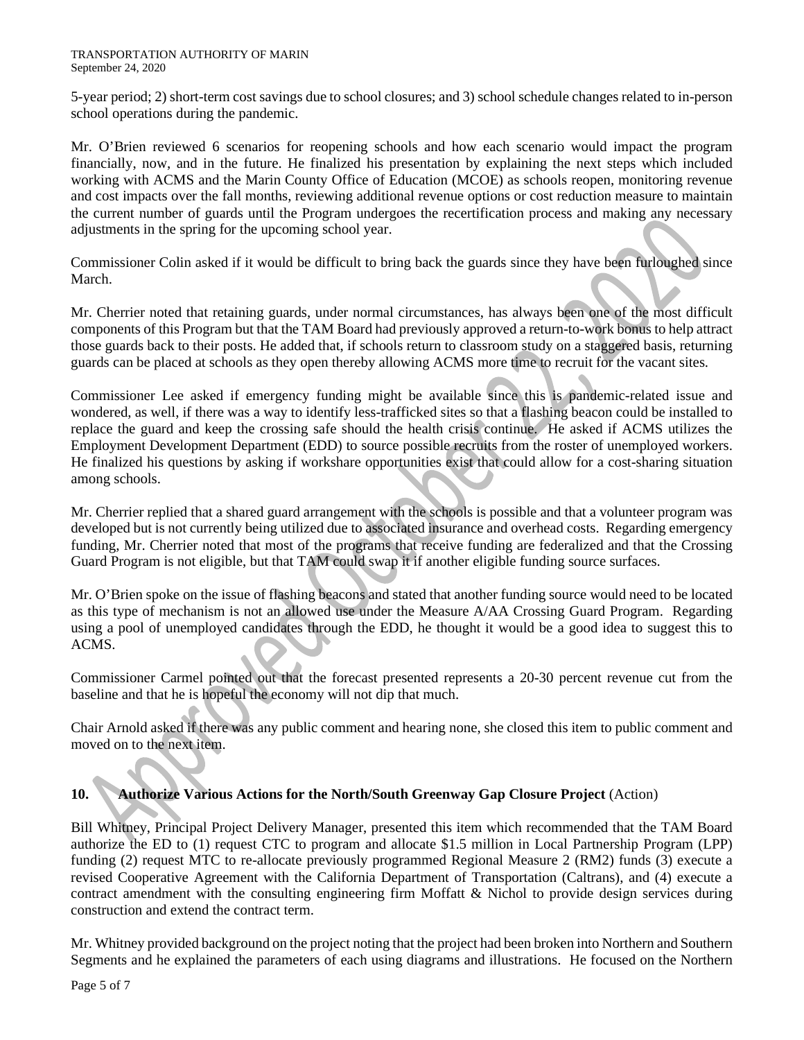5-year period; 2) short-term cost savings due to school closures; and 3) school schedule changes related to in-person school operations during the pandemic.

Mr. O'Brien reviewed 6 scenarios for reopening schools and how each scenario would impact the program financially, now, and in the future. He finalized his presentation by explaining the next steps which included working with ACMS and the Marin County Office of Education (MCOE) as schools reopen, monitoring revenue and cost impacts over the fall months, reviewing additional revenue options or cost reduction measure to maintain the current number of guards until the Program undergoes the recertification process and making any necessary adjustments in the spring for the upcoming school year.

Commissioner Colin asked if it would be difficult to bring back the guards since they have been furloughed since March.

Mr. Cherrier noted that retaining guards, under normal circumstances, has always been one of the most difficult components of this Program but that the TAM Board had previously approved a return-to-work bonus to help attract those guards back to their posts. He added that, if schools return to classroom study on a staggered basis, returning guards can be placed at schools as they open thereby allowing ACMS more time to recruit for the vacant sites.

Commissioner Lee asked if emergency funding might be available since this is pandemic-related issue and wondered, as well, if there was a way to identify less-trafficked sites so that a flashing beacon could be installed to replace the guard and keep the crossing safe should the health crisis continue. He asked if ACMS utilizes the Employment Development Department (EDD) to source possible recruits from the roster of unemployed workers. He finalized his questions by asking if workshare opportunities exist that could allow for a cost-sharing situation among schools.

Mr. Cherrier replied that a shared guard arrangement with the schools is possible and that a volunteer program was developed but is not currently being utilized due to associated insurance and overhead costs. Regarding emergency funding, Mr. Cherrier noted that most of the programs that receive funding are federalized and that the Crossing Guard Program is not eligible, but that TAM could swap it if another eligible funding source surfaces.

Mr. O'Brien spoke on the issue of flashing beacons and stated that another funding source would need to be located as this type of mechanism is not an allowed use under the Measure A/AA Crossing Guard Program. Regarding using a pool of unemployed candidates through the EDD, he thought it would be a good idea to suggest this to ACMS.

Commissioner Carmel pointed out that the forecast presented represents a 20-30 percent revenue cut from the baseline and that he is hopeful the economy will not dip that much.

Chair Arnold asked if there was any public comment and hearing none, she closed this item to public comment and moved on to the next item.

## 10. Authorize Various Actions for the North/South Greenway Gap Closure Project (Action)

Bill Whitney, Principal Project Delivery Manager, presented this item which recommended that the TAM Board authorize the ED to (1) request CTC to program and allocate $1.5 million in Local Partnership Program (LPP) funding (2) request MTC to re-allocate previously programmed Regional Measure 2 (RM2) funds (3) execute a revised Cooperative Agreement with the California Department of Transportation (Caltrans), and (4) execute a contract amendment with the consulting engineering firm Moffatt & Nichol to provide design services during construction and extend the contract term.

Mr. Whitney provided background on the project noting that the project had been broken into Northern and Southern Segments and he explained the parameters of each using diagrams and illustrations. He focused on the Northern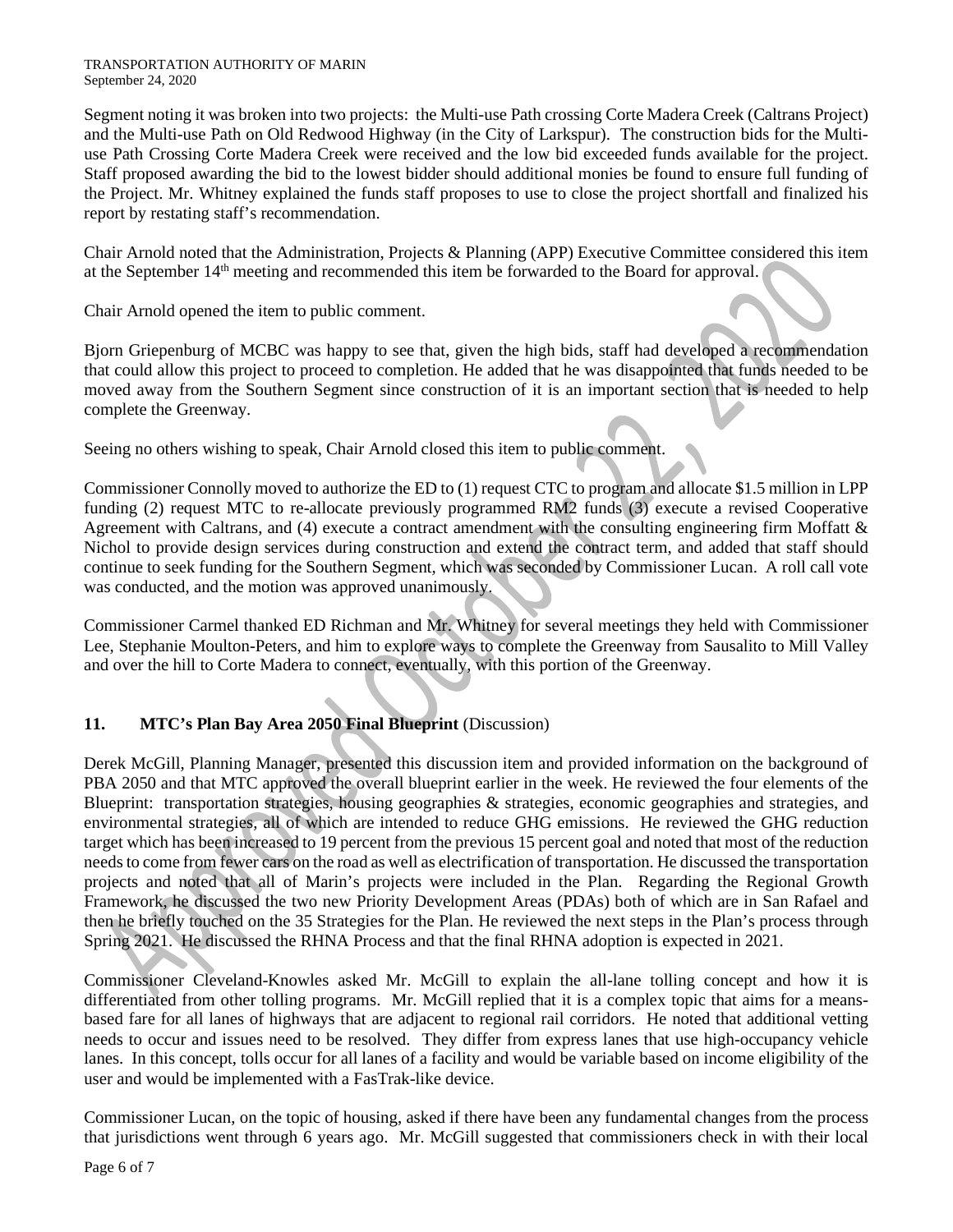Segment noting it was broken into two projects: the Multi-use Path crossing Corte Madera Creek (Caltrans Project) and the Multi-use Path on Old Redwood Highway (in the City of Larkspur). The construction bids for the Multi-use Path Crossing Corte Madera Creek were received and the low bid exceeded funds available for the project. Staff proposed awarding the bid to the lowest bidder should additional monies be found to ensure full funding of the Project. Mr. Whitney explained the funds staff proposes to use to close the project shortfall and finalized his report by restating staff's recommendation.

Chair Arnold noted that the Administration, Projects & Planning (APP) Executive Committee considered this item at the September 14th meeting and recommended this item be forwarded to the Board for approval.

Chair Arnold opened the item to public comment.

Bjorn Griepenburg of MCBC was happy to see that, given the high bids, staff had developed a recommendation that could allow this project to proceed to completion. He added that he was disappointed that funds needed to be moved away from the Southern Segment since construction of it is an important section that is needed to help complete the Greenway.

Seeing no others wishing to speak, Chair Arnold closed this item to public comment.

Commissioner Connolly moved to authorize the ED to (1) request CTC to program and allocate $1.5 million in LPP funding (2) request MTC to re-allocate previously programmed RM2 funds (3) execute a revised Cooperative Agreement with Caltrans, and (4) execute a contract amendment with the consulting engineering firm Moffatt & Nichol to provide design services during construction and extend the contract term, and added that staff should continue to seek funding for the Southern Segment, which was seconded by Commissioner Lucan. A roll call vote was conducted, and the motion was approved unanimously.

Commissioner Carmel thanked ED Richman and Mr. Whitney for several meetings they held with Commissioner Lee, Stephanie Moulton-Peters, and him to explore ways to complete the Greenway from Sausalito to Mill Valley and over the hill to Corte Madera to connect, eventually, with this portion of the Greenway.

## 11. MTC's Plan Bay Area 2050 Final Blueprint (Discussion)

Derek McGill, Planning Manager, presented this discussion item and provided information on the background of PBA 2050 and that MTC approved the overall blueprint earlier in the week. He reviewed the four elements of the Blueprint: transportation strategies, housing geographies & strategies, economic geographies and strategies, and environmental strategies, all of which are intended to reduce GHG emissions. He reviewed the GHG reduction target which has been increased to 19 percent from the previous 15 percent goal and noted that most of the reduction needs to come from fewer cars on the road as well as electrification of transportation. He discussed the transportation projects and noted that all of Marin's projects were included in the Plan. Regarding the Regional Growth Framework, he discussed the two new Priority Development Areas (PDAs) both of which are in San Rafael and then he briefly touched on the 35 Strategies for the Plan. He reviewed the next steps in the Plan's process through Spring 2021. He discussed the RHNA Process and that the final RHNA adoption is expected in 2021.

Commissioner Cleveland-Knowles asked Mr. McGill to explain the all-lane tolling concept and how it is differentiated from other tolling programs. Mr. McGill replied that it is a complex topic that aims for a means-based fare for all lanes of highways that are adjacent to regional rail corridors. He noted that additional vetting needs to occur and issues need to be resolved. They differ from express lanes that use high-occupancy vehicle lanes. In this concept, tolls occur for all lanes of a facility and would be variable based on income eligibility of the user and would be implemented with a FasTrak-like device.

Commissioner Lucan, on the topic of housing, asked if there have been any fundamental changes from the process that jurisdictions went through 6 years ago. Mr. McGill suggested that commissioners check in with their local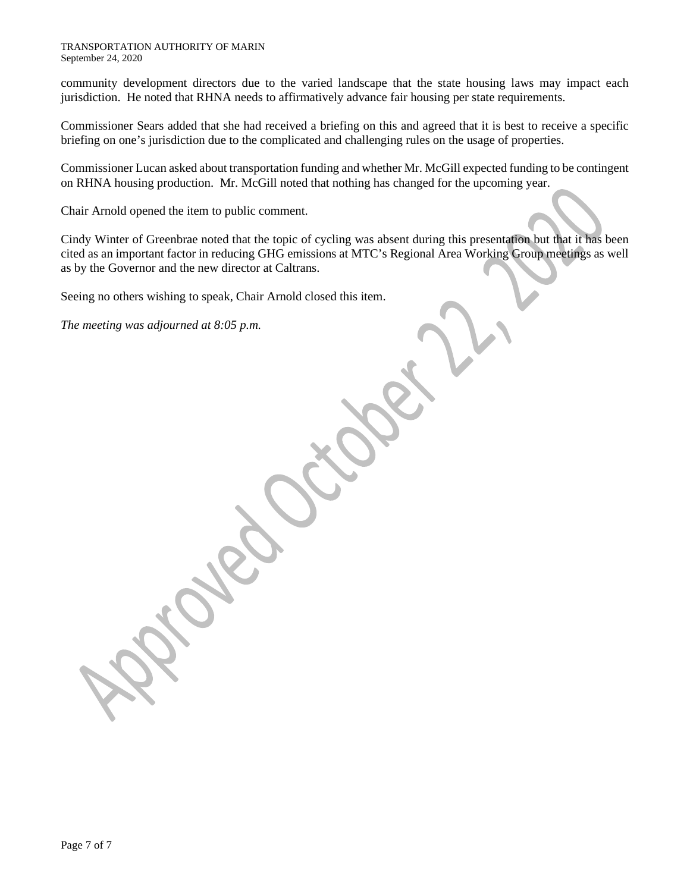community development directors due to the varied landscape that the state housing laws may impact each jurisdiction. He noted that RHNA needs to affirmatively advance fair housing per state requirements.

Commissioner Sears added that she had received a briefing on this and agreed that it is best to receive a specific briefing on one's jurisdiction due to the complicated and challenging rules on the usage of properties.

Commissioner Lucan asked about transportation funding and whether Mr. McGill expected funding to be contingent on RHNA housing production. Mr. McGill noted that nothing has changed for the upcoming year.

Chair Arnold opened the item to public comment.

Cindy Winter of Greenbrae noted that the topic of cycling was absent during this presentation but that it has been cited as an important factor in reducing GHG emissions at MTC's Regional Area Working Group meetings as well as by the Governor and the new director at Caltrans.

Seeing no others wishing to speak, Chair Arnold closed this item.

*The meeting was adjourned at 8:05 p.m.*

Approved October 22, 2020